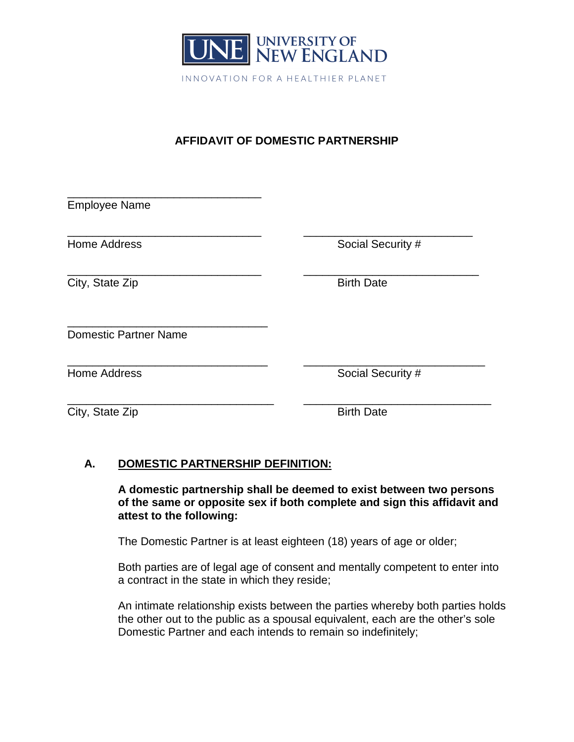UNE UNIVERSITY OF NEW ENGLAND

INNOVATION FOR A HEALTHIER PLANET

# AFFIDAVIT OF DOMESTIC PARTNERSHIP

\_\_\_\_\_\_\_\_\_\_\_\_\_\_\_\_\_\_\_\_\_\_\_\_\_\_\_\_\_\_\_\_
Employee Name

\_\_\_\_\_\_\_\_\_\_\_\_\_\_\_\_\_\_\_\_\_\_\_\_\_\_\_\_\_\_\_\_ \_\_\_\_\_\_\_\_\_\_\_\_\_\_\_\_\_\_\_\_\_\_\_\_\_\_\_\_
Home Address Social Security #

\_\_\_\_\_\_\_\_\_\_\_\_\_\_\_\_\_\_\_\_\_\_\_\_\_\_\_\_\_\_\_\_ \_\_\_\_\_\_\_\_\_\_\_\_\_\_\_\_\_\_\_\_\_\_\_\_\_\_\_\_
City, State Zip Birth Date

\_\_\_\_\_\_\_\_\_\_\_\_\_\_\_\_\_\_\_\_\_\_\_\_\_\_\_\_\_\_\_\_
Domestic Partner Name

\_\_\_\_\_\_\_\_\_\_\_\_\_\_\_\_\_\_\_\_\_\_\_\_\_\_\_\_\_\_\_\_ \_\_\_\_\_\_\_\_\_\_\_\_\_\_\_\_\_\_\_\_\_\_\_\_\_\_\_\_
Home Address Social Security #

\_\_\_\_\_\_\_\_\_\_\_\_\_\_\_\_\_\_\_\_\_\_\_\_\_\_\_\_\_\_\_\_ \_\_\_\_\_\_\_\_\_\_\_\_\_\_\_\_\_\_\_\_\_\_\_\_\_\_\_\_
City, State Zip Birth Date

## A. DOMESTIC PARTNERSHIP DEFINITION:

**A domestic partnership shall be deemed to exist between two persons of the same or opposite sex if both complete and sign this affidavit and attest to the following:**

The Domestic Partner is at least eighteen (18) years of age or older;

Both parties are of legal age of consent and mentally competent to enter into a contract in the state in which they reside;

An intimate relationship exists between the parties whereby both parties holds the other out to the public as a spousal equivalent, each are the other's sole Domestic Partner and each intends to remain so indefinitely;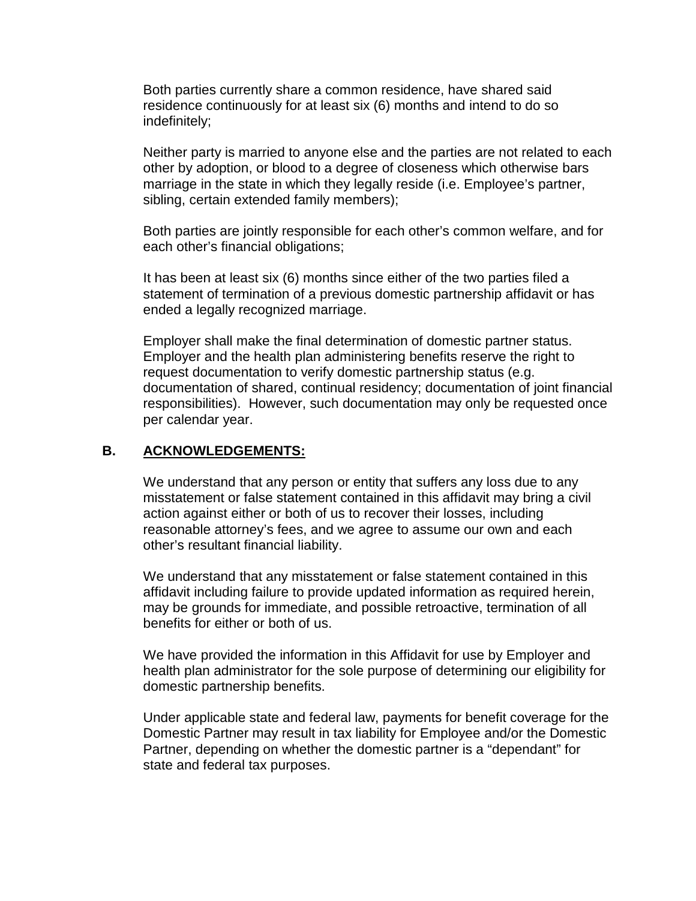Both parties currently share a common residence, have shared said residence continuously for at least six (6) months and intend to do so indefinitely;

Neither party is married to anyone else and the parties are not related to each other by adoption, or blood to a degree of closeness which otherwise bars marriage in the state in which they legally reside (i.e. Employee's partner, sibling, certain extended family members);

Both parties are jointly responsible for each other's common welfare, and for each other's financial obligations;

It has been at least six (6) months since either of the two parties filed a statement of termination of a previous domestic partnership affidavit or has ended a legally recognized marriage.

Employer shall make the final determination of domestic partner status. Employer and the health plan administering benefits reserve the right to request documentation to verify domestic partnership status (e.g. documentation of shared, continual residency; documentation of joint financial responsibilities). However, such documentation may only be requested once per calendar year.

## B. ACKNOWLEDGEMENTS:

We understand that any person or entity that suffers any loss due to any misstatement or false statement contained in this affidavit may bring a civil action against either or both of us to recover their losses, including reasonable attorney's fees, and we agree to assume our own and each other's resultant financial liability.

We understand that any misstatement or false statement contained in this affidavit including failure to provide updated information as required herein, may be grounds for immediate, and possible retroactive, termination of all benefits for either or both of us.

We have provided the information in this Affidavit for use by Employer and health plan administrator for the sole purpose of determining our eligibility for domestic partnership benefits.

Under applicable state and federal law, payments for benefit coverage for the Domestic Partner may result in tax liability for Employee and/or the Domestic Partner, depending on whether the domestic partner is a "dependant" for state and federal tax purposes.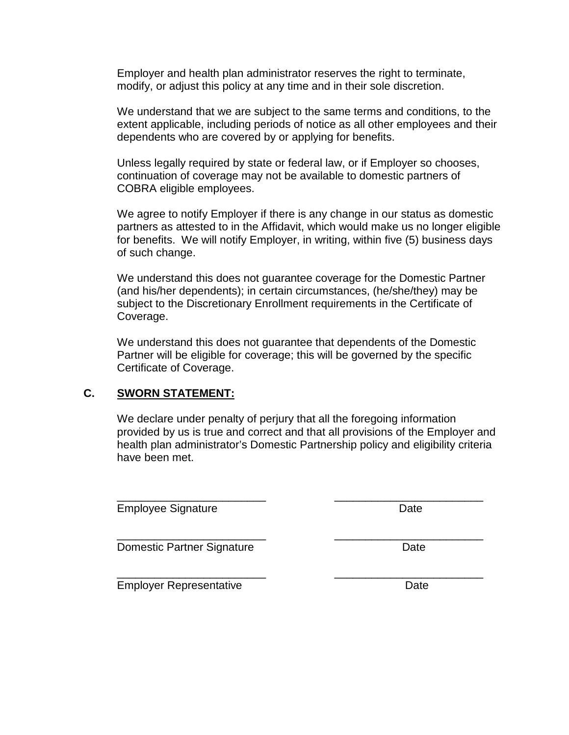Employer and health plan administrator reserves the right to terminate, modify, or adjust this policy at any time and in their sole discretion.

We understand that we are subject to the same terms and conditions, to the extent applicable, including periods of notice as all other employees and their dependents who are covered by or applying for benefits.

Unless legally required by state or federal law, or if Employer so chooses, continuation of coverage may not be available to domestic partners of COBRA eligible employees.

We agree to notify Employer if there is any change in our status as domestic partners as attested to in the Affidavit, which would make us no longer eligible for benefits. We will notify Employer, in writing, within five (5) business days of such change.

We understand this does not guarantee coverage for the Domestic Partner (and his/her dependents); in certain circumstances, (he/she/they) may be subject to the Discretionary Enrollment requirements in the Certificate of Coverage.

We understand this does not guarantee that dependents of the Domestic Partner will be eligible for coverage; this will be governed by the specific Certificate of Coverage.

## C. SWORN STATEMENT:

We declare under penalty of perjury that all the foregoing information provided by us is true and correct and that all provisions of the Employer and health plan administrator's Domestic Partnership policy and eligibility criteria have been met.

_________________________ _________________________
Employee Signature Date

_________________________ _________________________
Domestic Partner Signature Date

_________________________ _________________________
Employer Representative Date